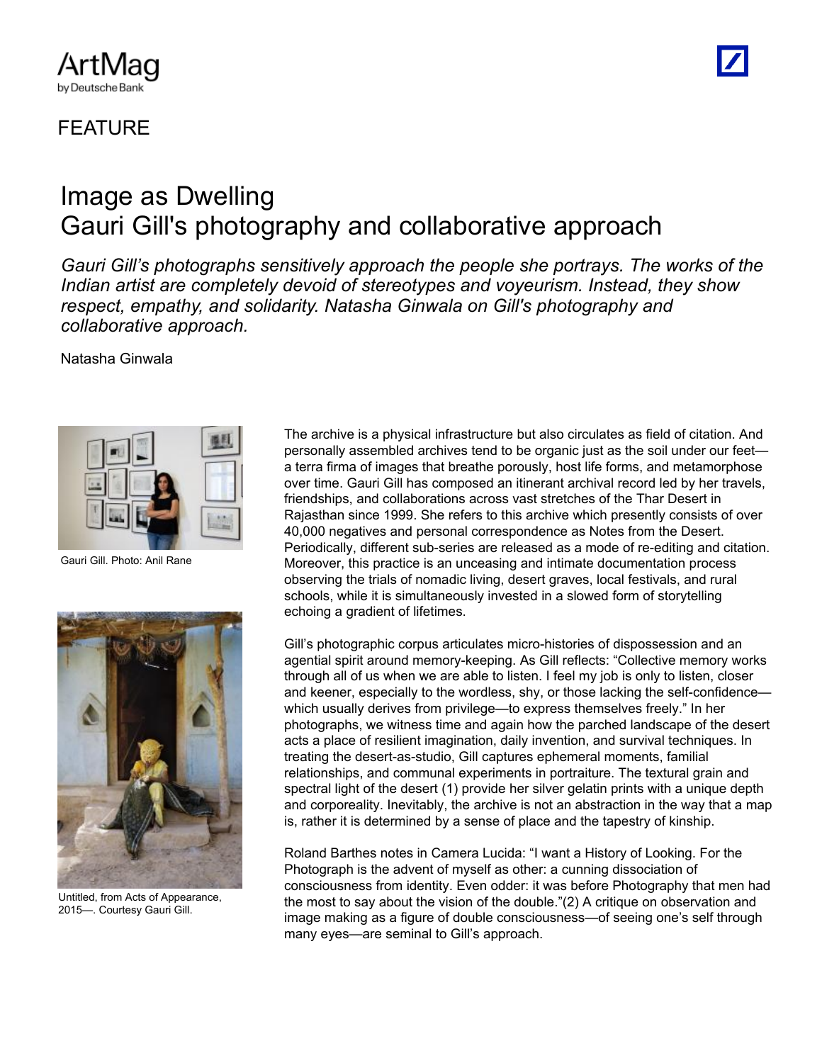ArtMag by Deutsche Bank

FEATURE

# Image as Dwelling
# Gauri Gill's photography and collaborative approach

*Gauri Gill's photographs sensitively approach the people she portrays. The works of the Indian artist are completely devoid of stereotypes and voyeurism. Instead, they show respect, empathy, and solidarity. Natasha Ginwala on Gill's photography and collaborative approach.*

Natasha Ginwala

Gauri Gill. Photo: Anil Rane

Untitled, from Acts of Appearance, 2015—. Courtesy Gauri Gill.

The archive is a physical infrastructure but also circulates as field of citation. And personally assembled archives tend to be organic just as the soil under our feet—a terra firma of images that breathe porously, host life forms, and metamorphose over time. Gauri Gill has composed an itinerant archival record led by her travels, friendships, and collaborations across vast stretches of the Thar Desert in Rajasthan since 1999. She refers to this archive which presently consists of over 40,000 negatives and personal correspondence as Notes from the Desert. Periodically, different sub-series are released as a mode of re-editing and citation. Moreover, this practice is an unceasing and intimate documentation process observing the trials of nomadic living, desert graves, local festivals, and rural schools, while it is simultaneously invested in a slowed form of storytelling echoing a gradient of lifetimes.

Gill's photographic corpus articulates micro-histories of dispossession and an agential spirit around memory-keeping. As Gill reflects: "Collective memory works through all of us when we are able to listen. I feel my job is only to listen, closer and keener, especially to the wordless, shy, or those lacking the self-confidence—which usually derives from privilege—to express themselves freely." In her photographs, we witness time and again how the parched landscape of the desert acts a place of resilient imagination, daily invention, and survival techniques. In treating the desert-as-studio, Gill captures ephemeral moments, familial relationships, and communal experiments in portraiture. The textural grain and spectral light of the desert (1) provide her silver gelatin prints with a unique depth and corporeality. Inevitably, the archive is not an abstraction in the way that a map is, rather it is determined by a sense of place and the tapestry of kinship.

Roland Barthes notes in Camera Lucida: "I want a History of Looking. For the Photograph is the advent of myself as other: a cunning dissociation of consciousness from identity. Even odder: it was before Photography that men had the most to say about the vision of the double."(2) A critique on observation and image making as a figure of double consciousness—of seeing one's self through many eyes—are seminal to Gill's approach.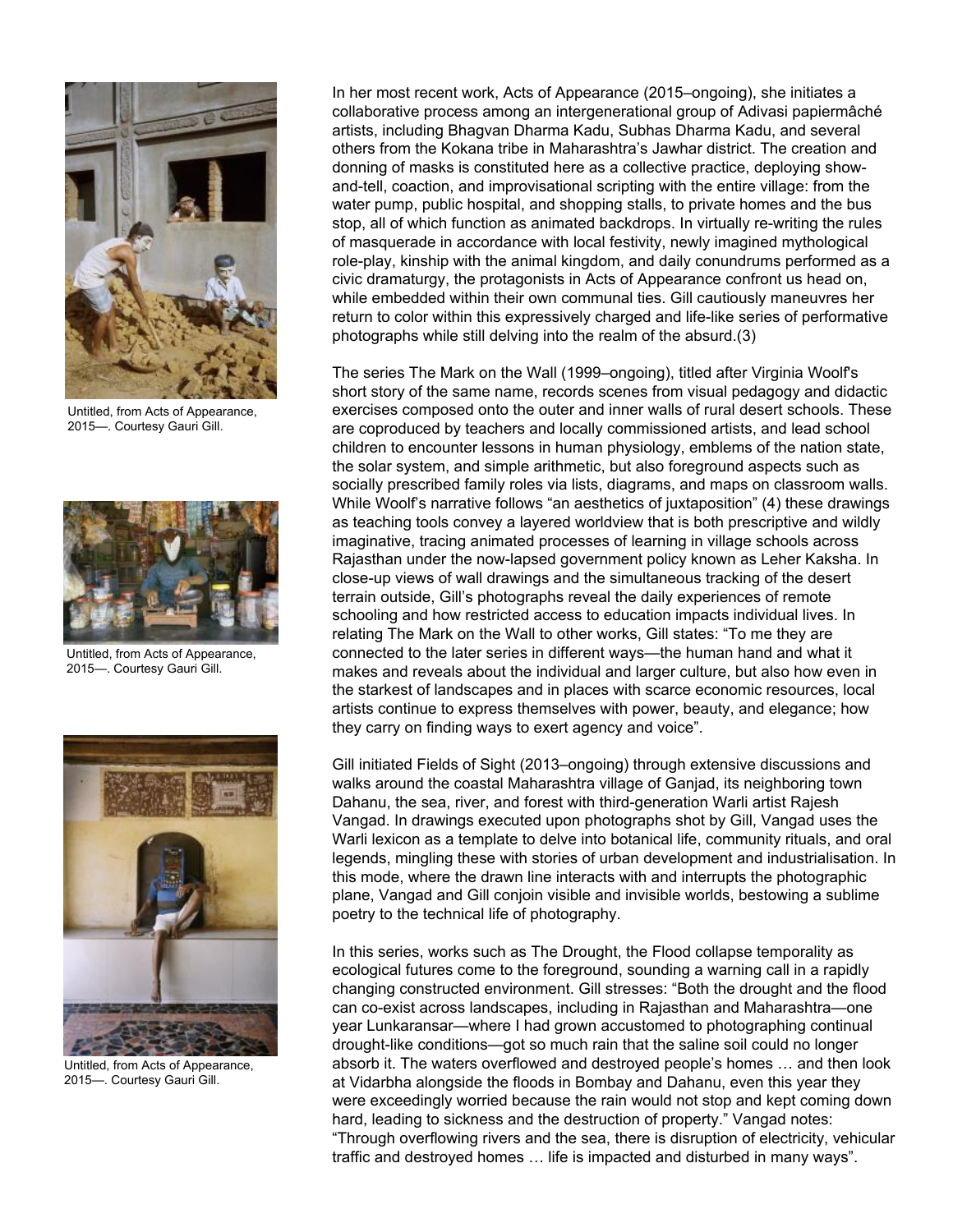In her most recent work, Acts of Appearance (2015–ongoing), she initiates a collaborative process among an intergenerational group of Adivasi papiermâché artists, including Bhagvan Dharma Kadu, Subhas Dharma Kadu, and several others from the Kokana tribe in Maharashtra's Jawhar district. The creation and donning of masks is constituted here as a collective practice, deploying show-and-tell, coaction, and improvisational scripting with the entire village: from the water pump, public hospital, and shopping stalls, to private homes and the bus stop, all of which function as animated backdrops. In virtually re-writing the rules of masquerade in accordance with local festivity, newly imagined mythological role-play, kinship with the animal kingdom, and daily conundrums performed as a civic dramaturgy, the protagonists in Acts of Appearance confront us head on, while embedded within their own communal ties. Gill cautiously maneuvres her return to color within this expressively charged and life-like series of performative photographs while still delving into the realm of the absurd.(3)

Untitled, from Acts of Appearance, 2015—. Courtesy Gauri Gill.

Untitled, from Acts of Appearance, 2015—. Courtesy Gauri Gill.

Untitled, from Acts of Appearance, 2015—. Courtesy Gauri Gill.

The series The Mark on the Wall (1999–ongoing), titled after Virginia Woolf's short story of the same name, records scenes from visual pedagogy and didactic exercises composed onto the outer and inner walls of rural desert schools. These are coproduced by teachers and locally commissioned artists, and lead school children to encounter lessons in human physiology, emblems of the nation state, the solar system, and simple arithmetic, but also foreground aspects such as socially prescribed family roles via lists, diagrams, and maps on classroom walls. While Woolf's narrative follows "an aesthetics of juxtaposition" (4) these drawings as teaching tools convey a layered worldview that is both prescriptive and wildly imaginative, tracing animated processes of learning in village schools across Rajasthan under the now-lapsed government policy known as Leher Kaksha. In close-up views of wall drawings and the simultaneous tracking of the desert terrain outside, Gill's photographs reveal the daily experiences of remote schooling and how restricted access to education impacts individual lives. In relating The Mark on the Wall to other works, Gill states: "To me they are connected to the later series in different ways—the human hand and what it makes and reveals about the individual and larger culture, but also how even in the starkest of landscapes and in places with scarce economic resources, local artists continue to express themselves with power, beauty, and elegance; how they carry on finding ways to exert agency and voice".

Gill initiated Fields of Sight (2013–ongoing) through extensive discussions and walks around the coastal Maharashtra village of Ganjad, its neighboring town Dahanu, the sea, river, and forest with third-generation Warli artist Rajesh Vangad. In drawings executed upon photographs shot by Gill, Vangad uses the Warli lexicon as a template to delve into botanical life, community rituals, and oral legends, mingling these with stories of urban development and industrialisation. In this mode, where the drawn line interacts with and interrupts the photographic plane, Vangad and Gill conjoin visible and invisible worlds, bestowing a sublime poetry to the technical life of photography.

In this series, works such as The Drought, the Flood collapse temporality as ecological futures come to the foreground, sounding a warning call in a rapidly changing constructed environment. Gill stresses: "Both the drought and the flood can co-exist across landscapes, including in Rajasthan and Maharashtra—one year Lunkaransar—where I had grown accustomed to photographing continual drought-like conditions—got so much rain that the saline soil could no longer absorb it. The waters overflowed and destroyed people's homes … and then look at Vidarbha alongside the floods in Bombay and Dahanu, even this year they were exceedingly worried because the rain would not stop and kept coming down hard, leading to sickness and the destruction of property." Vangad notes: "Through overflowing rivers and the sea, there is disruption of electricity, vehicular traffic and destroyed homes … life is impacted and disturbed in many ways".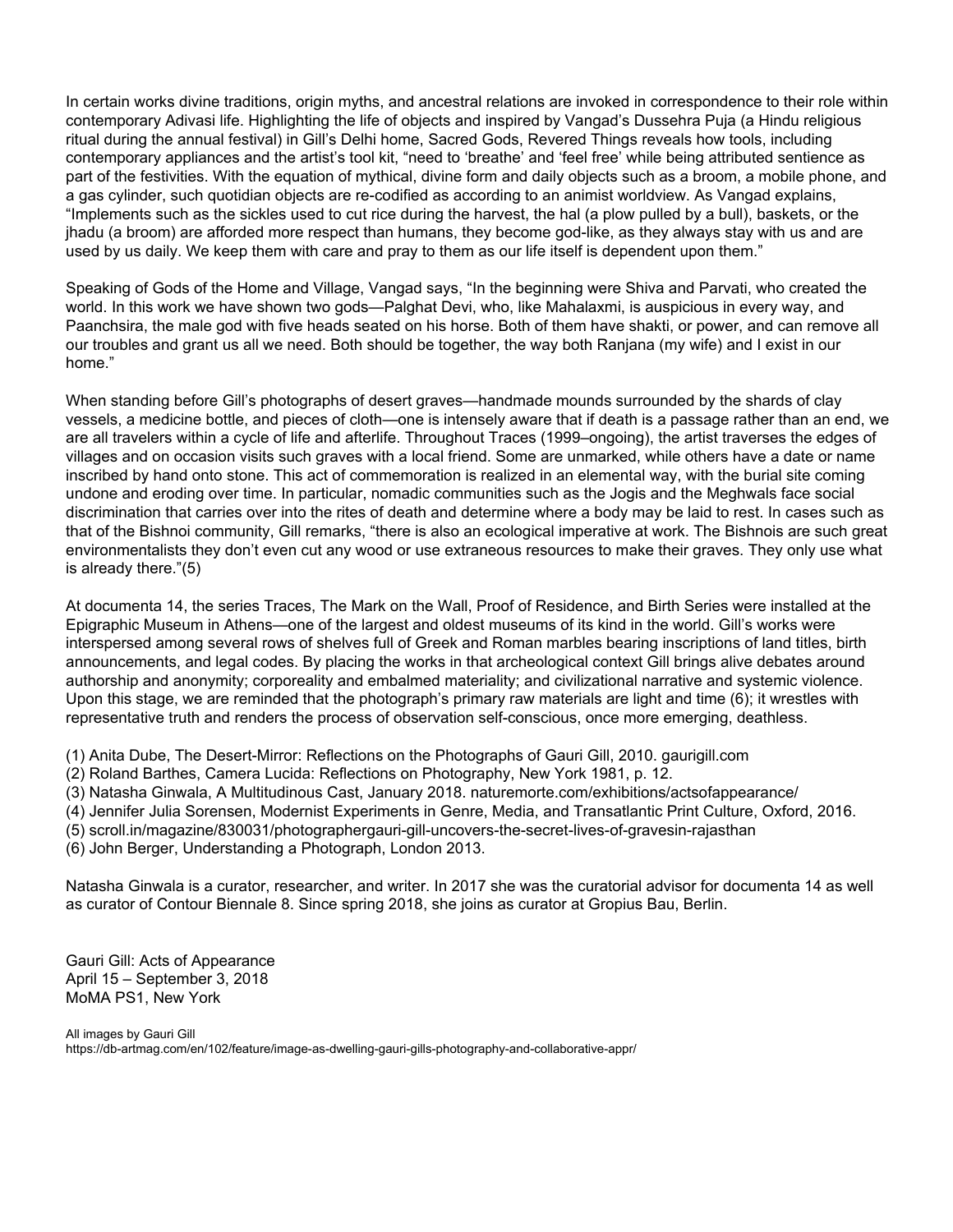In certain works divine traditions, origin myths, and ancestral relations are invoked in correspondence to their role within contemporary Adivasi life. Highlighting the life of objects and inspired by Vangad's Dussehra Puja (a Hindu religious ritual during the annual festival) in Gill's Delhi home, Sacred Gods, Revered Things reveals how tools, including contemporary appliances and the artist's tool kit, "need to 'breathe' and 'feel free' while being attributed sentience as part of the festivities. With the equation of mythical, divine form and daily objects such as a broom, a mobile phone, and a gas cylinder, such quotidian objects are re-codified as according to an animist worldview. As Vangad explains, "Implements such as the sickles used to cut rice during the harvest, the hal (a plow pulled by a bull), baskets, or the jhadu (a broom) are afforded more respect than humans, they become god-like, as they always stay with us and are used by us daily. We keep them with care and pray to them as our life itself is dependent upon them."

Speaking of Gods of the Home and Village, Vangad says, "In the beginning were Shiva and Parvati, who created the world. In this work we have shown two gods—Palghat Devi, who, like Mahalaxmi, is auspicious in every way, and Paanchsira, the male god with five heads seated on his horse. Both of them have shakti, or power, and can remove all our troubles and grant us all we need. Both should be together, the way both Ranjana (my wife) and I exist in our home."

When standing before Gill's photographs of desert graves—handmade mounds surrounded by the shards of clay vessels, a medicine bottle, and pieces of cloth—one is intensely aware that if death is a passage rather than an end, we are all travelers within a cycle of life and afterlife. Throughout Traces (1999–ongoing), the artist traverses the edges of villages and on occasion visits such graves with a local friend. Some are unmarked, while others have a date or name inscribed by hand onto stone. This act of commemoration is realized in an elemental way, with the burial site coming undone and eroding over time. In particular, nomadic communities such as the Jogis and the Meghwals face social discrimination that carries over into the rites of death and determine where a body may be laid to rest. In cases such as that of the Bishnoi community, Gill remarks, "there is also an ecological imperative at work. The Bishnois are such great environmentalists they don't even cut any wood or use extraneous resources to make their graves. They only use what is already there."(5)

At documenta 14, the series Traces, The Mark on the Wall, Proof of Residence, and Birth Series were installed at the Epigraphic Museum in Athens—one of the largest and oldest museums of its kind in the world. Gill's works were interspersed among several rows of shelves full of Greek and Roman marbles bearing inscriptions of land titles, birth announcements, and legal codes. By placing the works in that archeological context Gill brings alive debates around authorship and anonymity; corporeality and embalmed materiality; and civilizational narrative and systemic violence. Upon this stage, we are reminded that the photograph's primary raw materials are light and time (6); it wrestles with representative truth and renders the process of observation self-conscious, once more emerging, deathless.

(1) Anita Dube, The Desert-Mirror: Reflections on the Photographs of Gauri Gill, 2010. gaurigill.com
(2) Roland Barthes, Camera Lucida: Reflections on Photography, New York 1981, p. 12.
(3) Natasha Ginwala, A Multitudinous Cast, January 2018. naturemorte.com/exhibitions/actsofappearance/
(4) Jennifer Julia Sorensen, Modernist Experiments in Genre, Media, and Transatlantic Print Culture, Oxford, 2016.
(5) scroll.in/magazine/830031/photographergauri-gill-uncovers-the-secret-lives-of-gravesin-rajasthan
(6) John Berger, Understanding a Photograph, London 2013.

Natasha Ginwala is a curator, researcher, and writer. In 2017 she was the curatorial advisor for documenta 14 as well as curator of Contour Biennale 8. Since spring 2018, she joins as curator at Gropius Bau, Berlin.

Gauri Gill: Acts of Appearance
April 15 – September 3, 2018
MoMA PS1, New York

All images by Gauri Gill
https://db-artmag.com/en/102/feature/image-as-dwelling-gauri-gills-photography-and-collaborative-appr/